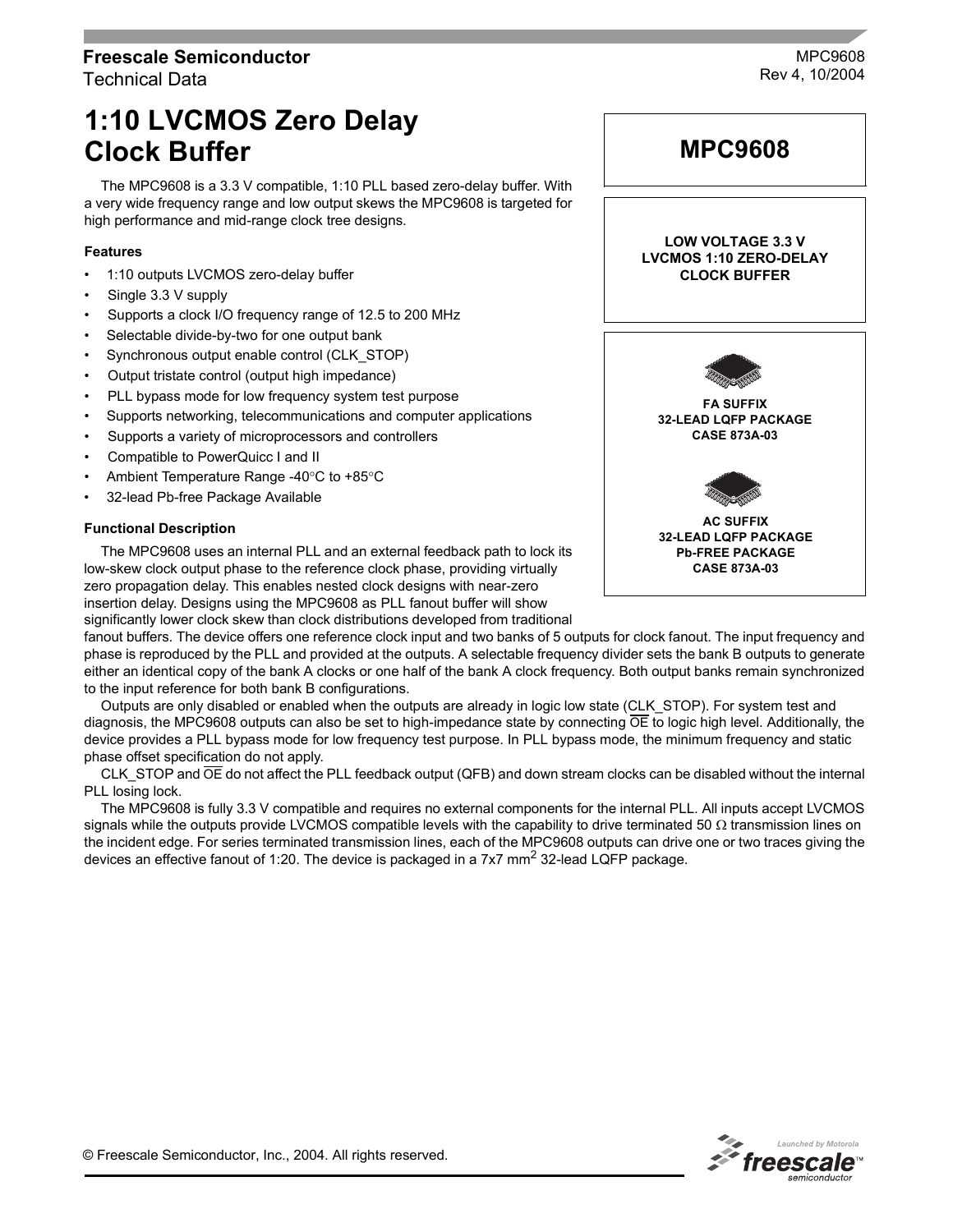**Freescale Semiconductor**
Technical Data

MPC9608
Rev 4, 10/2004

# 1:10 LVCMOS Zero Delay Clock Buffer

**MPC9608**

**LOW VOLTAGE 3.3 V LVCMOS 1:10 ZERO-DELAY CLOCK BUFFER**

**FA SUFFIX**
**32-LEAD LQFP PACKAGE**
**CASE 873A-03**

**AC SUFFIX**
**32-LEAD LQFP PACKAGE**
**Pb-FREE PACKAGE**
**CASE 873A-03**

The MPC9608 is a 3.3 V compatible, 1:10 PLL based zero-delay buffer. With a very wide frequency range and low output skews the MPC9608 is targeted for high performance and mid-range clock tree designs.

### Features

- 1:10 outputs LVCMOS zero-delay buffer
- Single 3.3 V supply
- Supports a clock I/O frequency range of 12.5 to 200 MHz
- Selectable divide-by-two for one output bank
- Synchronous output enable control (CLK_STOP)
- Output tristate control (output high impedance)
- PLL bypass mode for low frequency system test purpose
- Supports networking, telecommunications and computer applications
- Supports a variety of microprocessors and controllers
- Compatible to PowerQuicc I and II
- Ambient Temperature Range -40°C to +85°C
- 32-lead Pb-free Package Available

### Functional Description

The MPC9608 uses an internal PLL and an external feedback path to lock its low-skew clock output phase to the reference clock phase, providing virtually zero propagation delay. This enables nested clock designs with near-zero insertion delay. Designs using the MPC9608 as PLL fanout buffer will show significantly lower clock skew than clock distributions developed from traditional fanout buffers. The device offers one reference clock input and two banks of 5 outputs for clock fanout. The input frequency and phase is reproduced by the PLL and provided at the outputs. A selectable frequency divider sets the bank B outputs to generate either an identical copy of the bank A clocks or one half of the bank A clock frequency. Both output banks remain synchronized to the input reference for both bank B configurations.

Outputs are only disabled or enabled when the outputs are already in logic low state (CLK_STOP). For system test and diagnosis, the MPC9608 outputs can also be set to high-impedance state by connecting $\overline{OE}$ to logic high level. Additionally, the device provides a PLL bypass mode for low frequency test purpose. In PLL bypass mode, the minimum frequency and static phase offset specification do not apply.

CLK_STOP and $\overline{OE}$ do not affect the PLL feedback output (QFB) and down stream clocks can be disabled without the internal PLL losing lock.

The MPC9608 is fully 3.3 V compatible and requires no external components for the internal PLL. All inputs accept LVCMOS signals while the outputs provide LVCMOS compatible levels with the capability to drive terminated 50 Ω transmission lines on the incident edge. For series terminated transmission lines, each of the MPC9608 outputs can drive one or two traces giving the devices an effective fanout of 1:20. The device is packaged in a 7x7 $mm^2$ 32-lead LQFP package.

© Freescale Semiconductor, Inc., 2004. All rights reserved.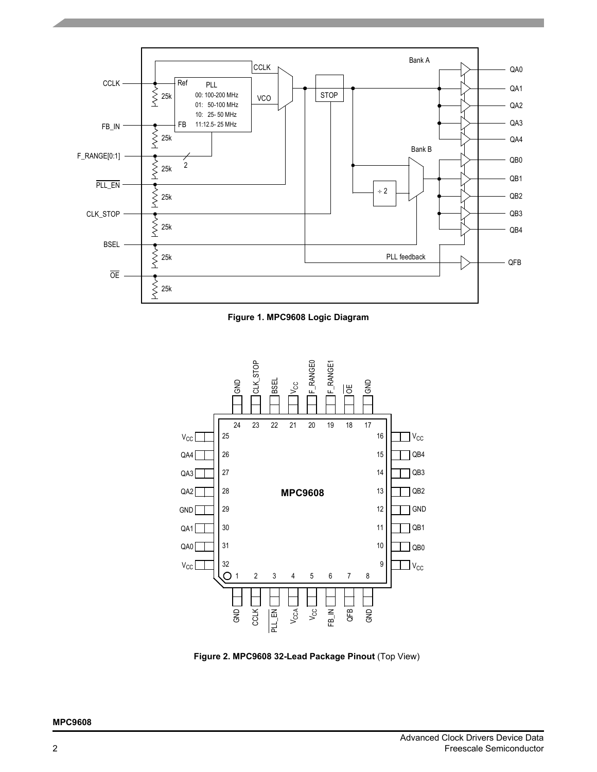Figure 1. MPC9608 Logic Diagram

Figure 2. MPC9608 32-Lead Package Pinout (Top View)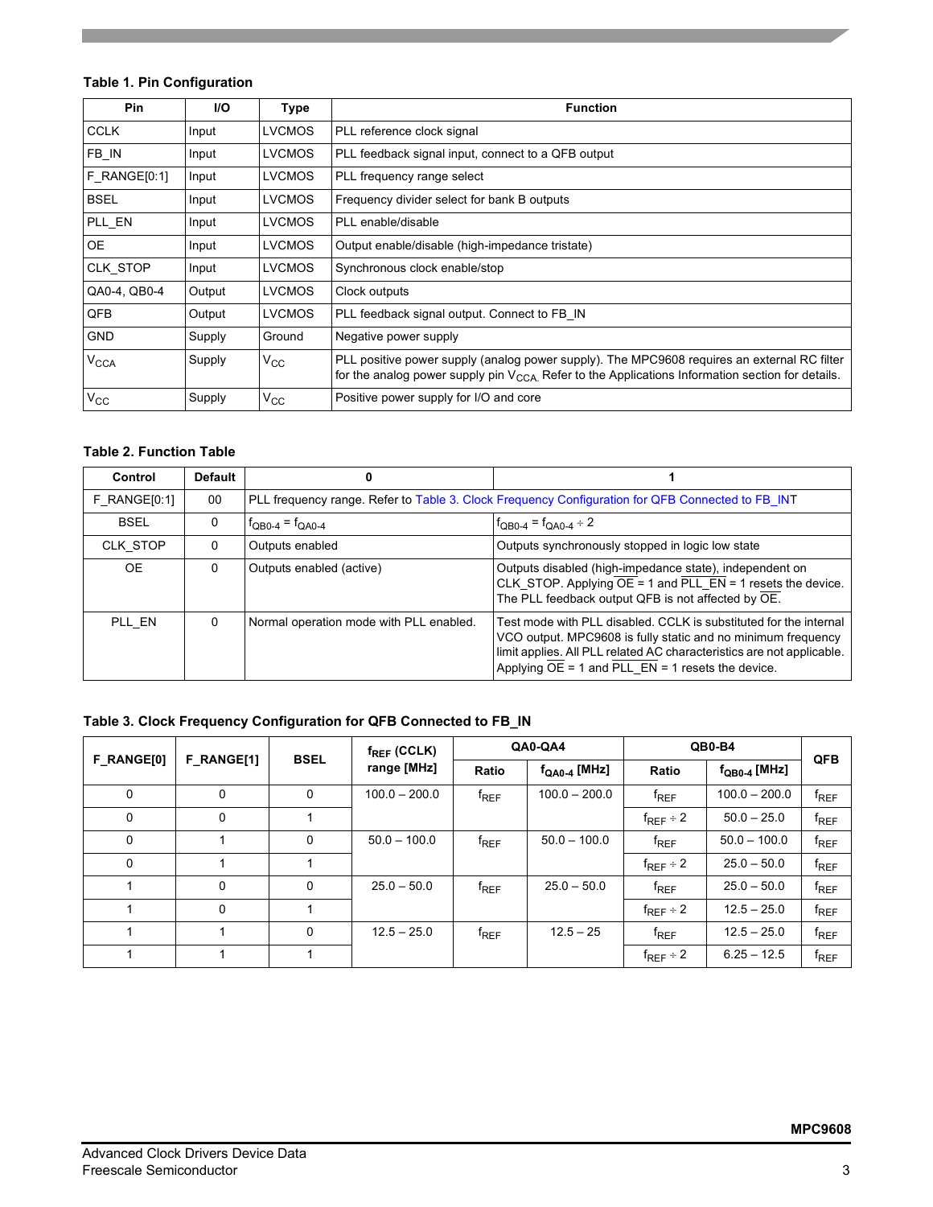**Table 1. Pin Configuration**

| Pin | I/O | Type | Function |
|---|---|---|---|
| CCLK | Input | LVCMOS | PLL reference clock signal |
| FB_IN | Input | LVCMOS | PLL feedback signal input, connect to a QFB output |
| F_RANGE[0:1] | Input | LVCMOS | PLL frequency range select |
| BSEL | Input | LVCMOS | Frequency divider select for bank B outputs |
| PLL_EN | Input | LVCMOS | PLL enable/disable |
| OE | Input | LVCMOS | Output enable/disable (high-impedance tristate) |
| CLK_STOP | Input | LVCMOS | Synchronous clock enable/stop |
| QA0-4, QB0-4 | Output | LVCMOS | Clock outputs |
| QFB | Output | LVCMOS | PLL feedback signal output. Connect to FB_IN |
| GND | Supply | Ground | Negative power supply |
| $V_{CCA}$ | Supply | $V_{CC}$ | PLL positive power supply (analog power supply). The MPC9608 requires an external RC filter for the analog power supply pin $V_{CCA}$. Refer to the Applications Information section for details. |
| $V_{CC}$ | Supply | $V_{CC}$ | Positive power supply for I/O and core |

**Table 2. Function Table**

| Control | Default | 0 | 1 |
|---|---|---|---|
| F_RANGE[0:1] | 00 | PLL frequency range. Refer to Table 3. Clock Frequency Configuration for QFB Connected to FB_INT | |
| BSEL | 0 | $f_{QB0-4} = f_{QA0-4}$ | $f_{QB0-4} = f_{QA0-4} \div 2$ |
| CLK_STOP | 0 | Outputs enabled | Outputs synchronously stopped in logic low state |
| OE | 0 | Outputs enabled (active) | Outputs disabled (high-impedance state), independent on CLK_STOP. Applying $\overline{OE}$ = 1 and $\overline{PLL\_EN}$ = 1 resets the device. The PLL feedback output QFB is not affected by $\overline{OE}$. |
| PLL_EN | 0 | Normal operation mode with PLL enabled. | Test mode with PLL disabled. CCLK is substituted for the internal VCO output. MPC9608 is fully static and no minimum frequency limit applies. All PLL related AC characteristics are not applicable. Applying $\overline{OE}$ = 1 and $\overline{PLL\_EN}$ = 1 resets the device. |

**Table 3. Clock Frequency Configuration for QFB Connected to FB_IN**

| F_RANGE[0] | F_RANGE[1] | BSEL | $f_{REF}$ (CCLK) range [MHz] | QA0-QA4 | | QB0-B4 | | QFB |
|---|---|---|---|---|---|---|---|---|
| | | | | Ratio | $f_{QA0-4}$ [MHz] | Ratio | $f_{QB0-4}$ [MHz] | |
| 0 | 0 | 0 | 100.0 – 200.0 | $f_{REF}$ | 100.0 – 200.0 | $f_{REF}$ | 100.0 – 200.0 | $f_{REF}$ |
| 0 | 0 | 1 | | | | $f_{REF} \div 2$ | 50.0 – 25.0 | $f_{REF}$ |
| 0 | 1 | 0 | 50.0 – 100.0 | $f_{REF}$ | 50.0 – 100.0 | $f_{REF}$ | 50.0 – 100.0 | $f_{REF}$ |
| 0 | 1 | 1 | | | | $f_{REF} \div 2$ | 25.0 – 50.0 | $f_{REF}$ |
| 1 | 0 | 0 | 25.0 – 50.0 | $f_{REF}$ | 25.0 – 50.0 | $f_{REF}$ | 25.0 – 50.0 | $f_{REF}$ |
| 1 | 0 | 1 | | | | $f_{REF} \div 2$ | 12.5 – 25.0 | $f_{REF}$ |
| 1 | 1 | 0 | 12.5 – 25.0 | $f_{REF}$ | 12.5 – 25 | $f_{REF}$ | 12.5 – 25.0 | $f_{REF}$ |
| 1 | 1 | 1 | | | | $f_{REF} \div 2$ | 6.25 – 12.5 | $f_{REF}$ |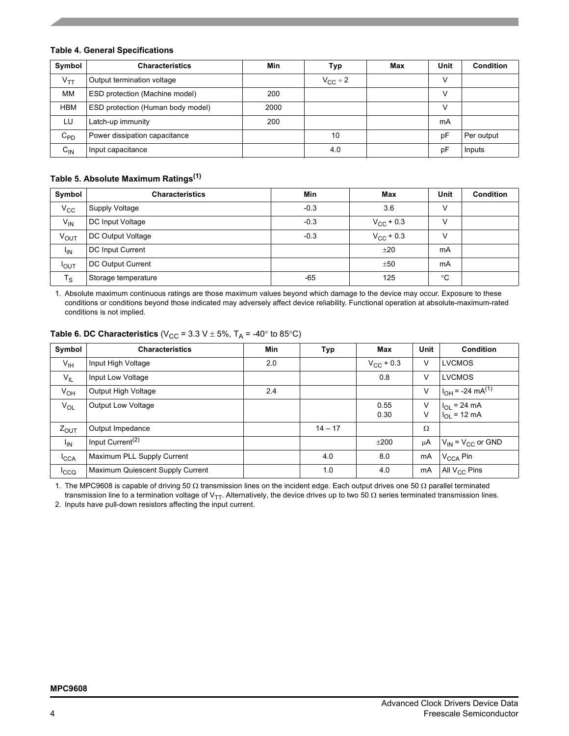**Table 4. General Specifications**

| Symbol | Characteristics | Min | Typ | Max | Unit | Condition |
|---|---|---|---|---|---|---|
| $V_{TT}$ | Output termination voltage | | $V_{CC} \div 2$ | | V | |
| MM | ESD protection (Machine model) | 200 | | | V | |
| HBM | ESD protection (Human body model) | 2000 | | | V | |
| LU | Latch-up immunity | 200 | | | mA | |
| $C_{PD}$ | Power dissipation capacitance | | 10 | | pF | Per output |
| $C_{IN}$ | Input capacitance | | 4.0 | | pF | Inputs |

**Table 5. Absolute Maximum Ratings[1]**

| Symbol | Characteristics | Min | Max | Unit | Condition |
|---|---|---|---|---|---|
| $V_{CC}$ | Supply Voltage | -0.3 | 3.6 | V | |
| $V_{IN}$ | DC Input Voltage | -0.3 | $V_{CC}$ + 0.3 | V | |
| $V_{OUT}$ | DC Output Voltage | -0.3 | $V_{CC}$ + 0.3 | V | |
| $I_{IN}$ | DC Input Current | | ±20 | mA | |
| $I_{OUT}$ | DC Output Current | | ±50 | mA | |
| $T_S$ | Storage temperature | -65 | 125 | °C | |

1. Absolute maximum continuous ratings are those maximum values beyond which damage to the device may occur. Exposure to these conditions or conditions beyond those indicated may adversely affect device reliability. Functional operation at absolute-maximum-rated conditions is not implied.

**Table 6. DC Characteristics** ($V_{CC}$ = 3.3 V ± 5%, $T_A$ = -40° to 85°C)

| Symbol | Characteristics | Min | Typ | Max | Unit | Condition |
|---|---|---|---|---|---|---|
| $V_{IH}$ | Input High Voltage | 2.0 | | $V_{CC}$ + 0.3 | V | LVCMOS |
| $V_{IL}$ | Input Low Voltage | | | 0.8 | V | LVCMOS |
| $V_{OH}$ | Output High Voltage | 2.4 | | | V | $I_{OH}$ = -24 mA[1] |
| $V_{OL}$ | Output Low Voltage | | | 0.55<br>0.30 | V<br>V | $I_{OL}$ = 24 mA<br>$I_{OL}$ = 12 mA |
| $Z_{OUT}$ | Output Impedance | | 14 – 17 | | Ω | |
| $I_{IN}$ | Input Current[2] | | | ±200 | μA | $V_{IN}$ = $V_{CC}$ or GND |
| $I_{CCA}$ | Maximum PLL Supply Current | | 4.0 | 8.0 | mA | $V_{CCA}$ Pin |
| $I_{CCQ}$ | Maximum Quiescent Supply Current | | 1.0 | 4.0 | mA | All $V_{CC}$ Pins |

1. The MPC9608 is capable of driving 50 Ω transmission lines on the incident edge. Each output drives one 50 Ω parallel terminated transmission line to a termination voltage of $V_{TT}$. Alternatively, the device drives up to two 50 Ω series terminated transmission lines.
2. Inputs have pull-down resistors affecting the input current.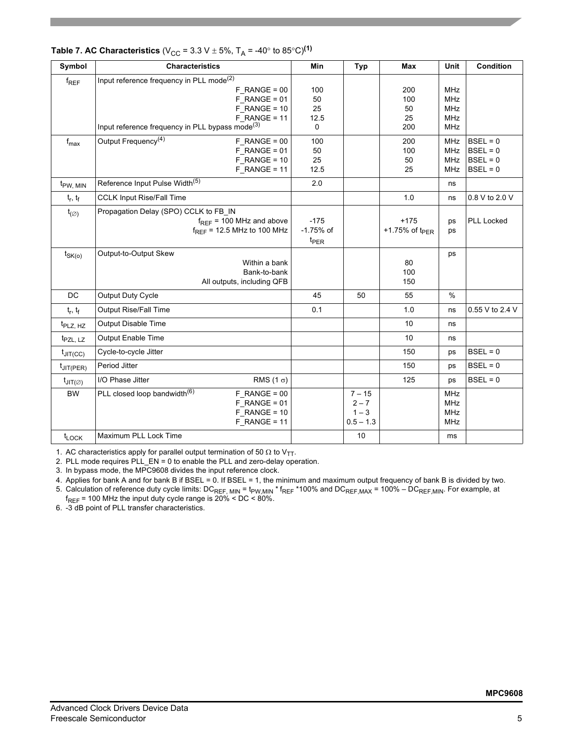**Table 7. AC Characteristics** ($V_{CC}$ = 3.3 V ± 5%, $T_A$ = -40° to 85°C)[1]

| Symbol | Characteristics | | Min | Typ | Max | Unit | Condition |
|---|---|---|---|---|---|---|---|
| $f_{REF}$ | Input reference frequency in PLL mode[2] | F_RANGE = 00<br>F_RANGE = 01<br>F_RANGE = 10<br>F_RANGE = 11 | 100<br>50<br>25<br>12.5 | | 200<br>100<br>50<br>25 | MHz<br>MHz<br>MHz<br>MHz | |
| | Input reference frequency in PLL bypass mode[3] | | 0 | | 200 | MHz | |
| $f_{max}$ | Output Frequency[4] | F_RANGE = 00<br>F_RANGE = 01<br>F_RANGE = 10<br>F_RANGE = 11 | 100<br>50<br>25<br>12.5 | | 200<br>100<br>50<br>25 | MHz<br>MHz<br>MHz<br>MHz | BSEL = 0<br>BSEL = 0<br>BSEL = 0<br>BSEL = 0 |
| $t_{PW, MIN}$ | Reference Input Pulse Width[5] | | 2.0 | | | ns | |
| $t_r$, $t_f$ | CCLK Input Rise/Fall Time | | | | 1.0 | ns | 0.8 V to 2.0 V |
| $t_{(\varnothing)}$ | Propagation Delay (SPO) CCLK to FB_IN | $f_{REF}$ = 100 MHz and above<br>$f_{REF}$ = 12.5 MHz to 100 MHz | -175<br>-1.75% of $t_{PER}$ | | +175<br>+1.75% of $t_{PER}$ | ps<br>ps | PLL Locked |
| $t_{SK(o)}$ | Output-to-Output Skew | Within a bank<br>Bank-to-bank<br>All outputs, including QFB | | | 80<br>100<br>150 | ps | |
| DC | Output Duty Cycle | | 45 | 50 | 55 | % | |
| $t_r$, $t_f$ | Output Rise/Fall Time | | 0.1 | | 1.0 | ns | 0.55 V to 2.4 V |
| $t_{PLZ, HZ}$ | Output Disable Time | | | | 10 | ns | |
| $t_{PZL, LZ}$ | Output Enable Time | | | | 10 | ns | |
| $t_{JIT(CC)}$ | Cycle-to-cycle Jitter | | | | 150 | ps | BSEL = 0 |
| $t_{JIT(PER)}$ | Period Jitter | | | | 150 | ps | BSEL = 0 |
| $t_{JIT(\varnothing)}$ | I/O Phase Jitter | RMS (1 σ) | | | 125 | ps | BSEL = 0 |
| BW | PLL closed loop bandwidth[6] | F_RANGE = 00<br>F_RANGE = 01<br>F_RANGE = 10<br>F_RANGE = 11 | | 7 – 15<br>2 – 7<br>1 – 3<br>0.5 – 1.3 | | MHz<br>MHz<br>MHz<br>MHz | |
| $t_{LOCK}$ | Maximum PLL Lock Time | | | 10 | | ms | |

1. AC characteristics apply for parallel output termination of 50 Ω to $V_{TT}$.
2. PLL mode requires PLL_EN = 0 to enable the PLL and zero-delay operation.
3. In bypass mode, the MPC9608 divides the input reference clock.
4. Applies for bank A and for bank B if BSEL = 0. If BSEL = 1, the minimum and maximum output frequency of bank B is divided by two.
5. Calculation of reference duty cycle limits: $DC_{REF, MIN} = t_{PW,MIN} * f_{REF} * 100\%$ and $DC_{REF,MAX} = 100\% – DC_{REF,MIN}$. For example, at $f_{REF}$ = 100 MHz the input duty cycle range is 20% < DC < 80%.
6. -3 dB point of PLL transfer characteristics.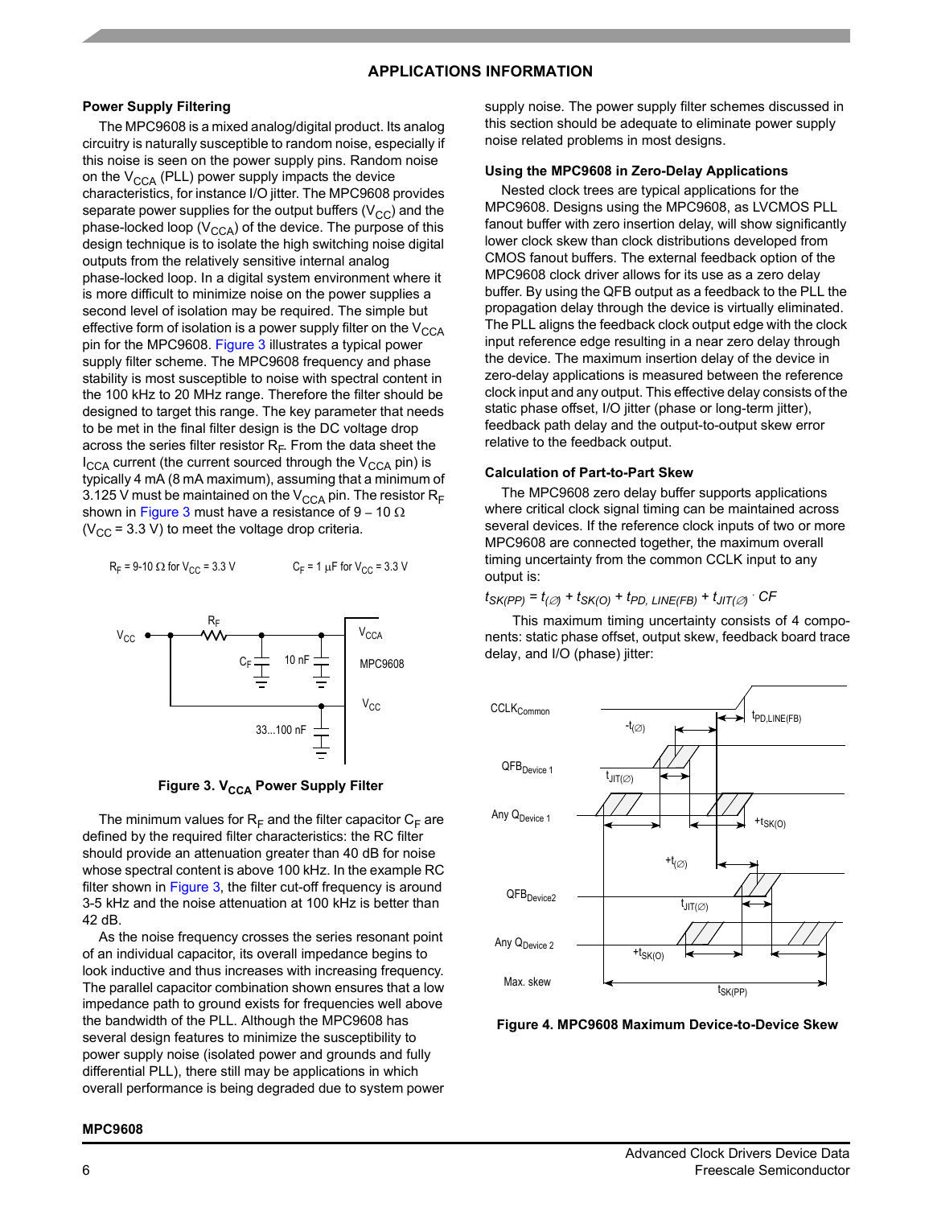## APPLICATIONS INFORMATION

### Power Supply Filtering

The MPC9608 is a mixed analog/digital product. Its analog circuitry is naturally susceptible to random noise, especially if this noise is seen on the power supply pins. Random noise on the $V_{CCA}$ (PLL) power supply impacts the device characteristics, for instance I/O jitter. The MPC9608 provides separate power supplies for the output buffers ($V_{CC}$) and the phase-locked loop ($V_{CCA}$) of the device. The purpose of this design technique is to isolate the high switching noise digital outputs from the relatively sensitive internal analog phase-locked loop. In a digital system environment where it is more difficult to minimize noise on the power supplies a second level of isolation may be required. The simple but effective form of isolation is a power supply filter on the $V_{CCA}$ pin for the MPC9608. Figure 3 illustrates a typical power supply filter scheme. The MPC9608 frequency and phase stability is most susceptible to noise with spectral content in the 100 kHz to 20 MHz range. Therefore the filter should be designed to target this range. The key parameter that needs to be met in the final filter design is the DC voltage drop across the series filter resistor $R_F$. From the data sheet the $I_{CCA}$ current (the current sourced through the $V_{CCA}$ pin) is typically 4 mA (8 mA maximum), assuming that a minimum of 3.125 V must be maintained on the $V_{CCA}$ pin. The resistor $R_F$ shown in Figure 3 must have a resistance of 9 – 10 Ω ($V_{CC}$ = 3.3 V) to meet the voltage drop criteria.

$R_F$ = 9-10 Ω for $V_{CC}$ = 3.3 V  $C_F$ = 1 µF for $V_{CC}$ = 3.3 V

**Figure 3. $V_{CCA}$ Power Supply Filter**

The minimum values for $R_F$ and the filter capacitor $C_F$ are defined by the required filter characteristics: the RC filter should provide an attenuation greater than 40 dB for noise whose spectral content is above 100 kHz. In the example RC filter shown in Figure 3, the filter cut-off frequency is around 3-5 kHz and the noise attenuation at 100 kHz is better than 42 dB.

As the noise frequency crosses the series resonant point of an individual capacitor, its overall impedance begins to look inductive and thus increases with increasing frequency. The parallel capacitor combination shown ensures that a low impedance path to ground exists for frequencies well above the bandwidth of the PLL. Although the MPC9608 has several design features to minimize the susceptibility to power supply noise (isolated power and grounds and fully differential PLL), there still may be applications in which overall performance is being degraded due to system power supply noise. The power supply filter schemes discussed in this section should be adequate to eliminate power supply noise related problems in most designs.

### Using the MPC9608 in Zero-Delay Applications

Nested clock trees are typical applications for the MPC9608. Designs using the MPC9608, as LVCMOS PLL fanout buffer with zero insertion delay, will show significantly lower clock skew than clock distributions developed from CMOS fanout buffers. The external feedback option of the MPC9608 clock driver allows for its use as a zero delay buffer. By using the QFB output as a feedback to the PLL the propagation delay through the device is virtually eliminated. The PLL aligns the feedback clock output edge with the clock input reference edge resulting in a near zero delay through the device. The maximum insertion delay of the device in zero-delay applications is measured between the reference clock input and any output. This effective delay consists of the static phase offset, I/O jitter (phase or long-term jitter), feedback path delay and the output-to-output skew error relative to the feedback output.

### Calculation of Part-to-Part Skew

The MPC9608 zero delay buffer supports applications where critical clock signal timing can be maintained across several devices. If the reference clock inputs of two or more MPC9608 are connected together, the maximum overall timing uncertainty from the common CCLK input to any output is:

$$t_{SK(PP)} = t_{(\varnothing)} + t_{SK(O)} + t_{PD,\ LINE(FB)} + t_{JIT(\varnothing)} \cdot CF$$

This maximum timing uncertainty consists of 4 components: static phase offset, output skew, feedback board trace delay, and I/O (phase) jitter:

**Figure 4. MPC9608 Maximum Device-to-Device Skew**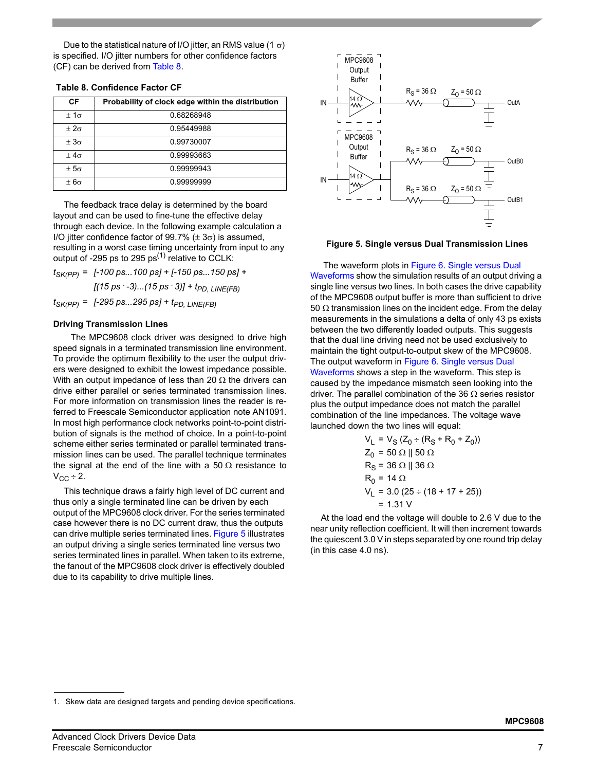Due to the statistical nature of I/O jitter, an RMS value (1 σ) is specified. I/O jitter numbers for other confidence factors (CF) can be derived from Table 8.

**Table 8. Confidence Factor CF**

| CF | Probability of clock edge within the distribution |
|---|---|
| ± 1σ | 0.68268948 |
| ± 2σ | 0.95449988 |
| ± 3σ | 0.99730007 |
| ± 4σ | 0.99993663 |
| ± 5σ | 0.99999943 |
| ± 6σ | 0.99999999 |

The feedback trace delay is determined by the board layout and can be used to fine-tune the effective delay through each device. In the following example calculation a I/O jitter confidence factor of 99.7% (± 3σ) is assumed, resulting in a worst case timing uncertainty from input to any output of -295 ps to 295 ps[1] relative to CCLK:

$$t_{SK(PP)} = [-100\text{ ps}...100\text{ ps}] + [-150\text{ ps}...150\text{ ps}] + [(15\text{ ps} \cdot -3)...(15\text{ ps} \cdot 3)] + t_{PD,\ LINE(FB)}$$

$$t_{SK(PP)} = [-295\text{ ps}...295\text{ ps}] + t_{PD,\ LINE(FB)}$$

### Driving Transmission Lines

The MPC9608 clock driver was designed to drive high speed signals in a terminated transmission line environment. To provide the optimum flexibility to the user the output drivers were designed to exhibit the lowest impedance possible. With an output impedance of less than 20 Ω the drivers can drive either parallel or series terminated transmission lines. For more information on transmission lines the reader is referred to Freescale Semiconductor application note AN1091. In most high performance clock networks point-to-point distribution of signals is the method of choice. In a point-to-point scheme either series terminated or parallel terminated transmission lines can be used. The parallel technique terminates the signal at the end of the line with a 50 Ω resistance to $V_{CC} \div 2$.

This technique draws a fairly high level of DC current and thus only a single terminated line can be driven by each output of the MPC9608 clock driver. For the series terminated case however there is no DC current draw, thus the outputs can drive multiple series terminated lines. Figure 5 illustrates an output driving a single series terminated line versus two series terminated lines in parallel. When taken to its extreme, the fanout of the MPC9608 clock driver is effectively doubled due to its capability to drive multiple lines.

MPC9608 Output Buffer — IN — 14 Ω — $R_S$ = 36 Ω — $Z_O$ = 50 Ω — OutA

MPC9608 Output Buffer — IN — 14 Ω — $R_S$ = 36 Ω — $Z_O$ = 50 Ω — OutB0; $R_S$ = 36 Ω — $Z_O$ = 50 Ω — OutB1

**Figure 5. Single versus Dual Transmission Lines**

The waveform plots in Figure 6. Single versus Dual Waveforms show the simulation results of an output driving a single line versus two lines. In both cases the drive capability of the MPC9608 output buffer is more than sufficient to drive 50 Ω transmission lines on the incident edge. From the delay measurements in the simulations a delta of only 43 ps exists between the two differently loaded outputs. This suggests that the dual line driving need not be used exclusively to maintain the tight output-to-output skew of the MPC9608. The output waveform in Figure 6. Single versus Dual Waveforms shows a step in the waveform. This step is caused by the impedance mismatch seen looking into the driver. The parallel combination of the 36 Ω series resistor plus the output impedance does not match the parallel combination of the line impedances. The voltage wave launched down the two lines will equal:

$$V_L = V_S (Z_0 \div (R_S + R_0 + Z_0))$$
$$Z_0 = 50\ \Omega\ ||\ 50\ \Omega$$
$$R_S = 36\ \Omega\ ||\ 36\ \Omega$$
$$R_0 = 14\ \Omega$$
$$V_L = 3.0\ (25 \div (18 + 17 + 25))$$
$$= 1.31\text{ V}$$

At the load end the voltage will double to 2.6 V due to the near unity reflection coefficient. It will then increment towards the quiescent 3.0 V in steps separated by one round trip delay (in this case 4.0 ns).

1. Skew data are designed targets and pending device specifications.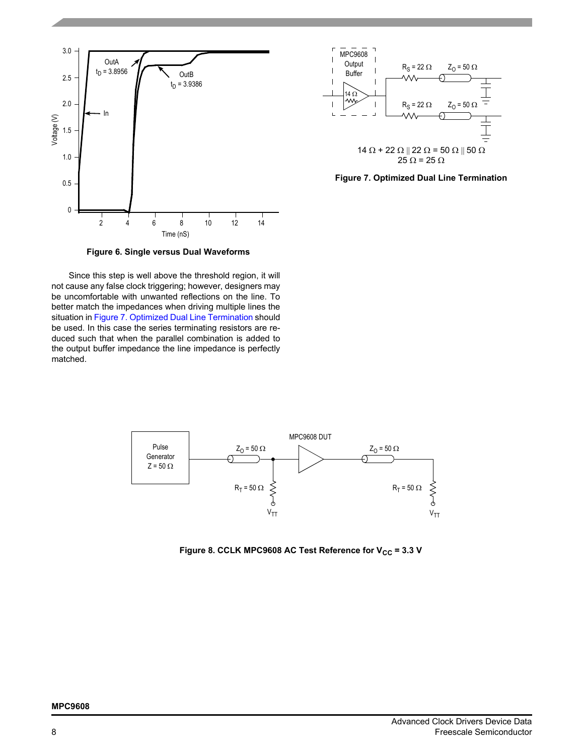Figure 6. Single versus Dual Waveforms

Since this step is well above the threshold region, it will not cause any false clock triggering; however, designers may be uncomfortable with unwanted reflections on the line. To better match the impedances when driving multiple lines the situation in Figure 7. Optimized Dual Line Termination should be used. In this case the series terminating resistors are reduced such that when the parallel combination is added to the output buffer impedance the line impedance is perfectly matched.

$$14\ \Omega + 22\ \Omega \parallel 22\ \Omega = 50\ \Omega \parallel 50\ \Omega$$
$$25\ \Omega = 25\ \Omega$$

Figure 7. Optimized Dual Line Termination

Figure 8. CCLK MPC9608 AC Test Reference for $V_{CC}$ = 3.3 V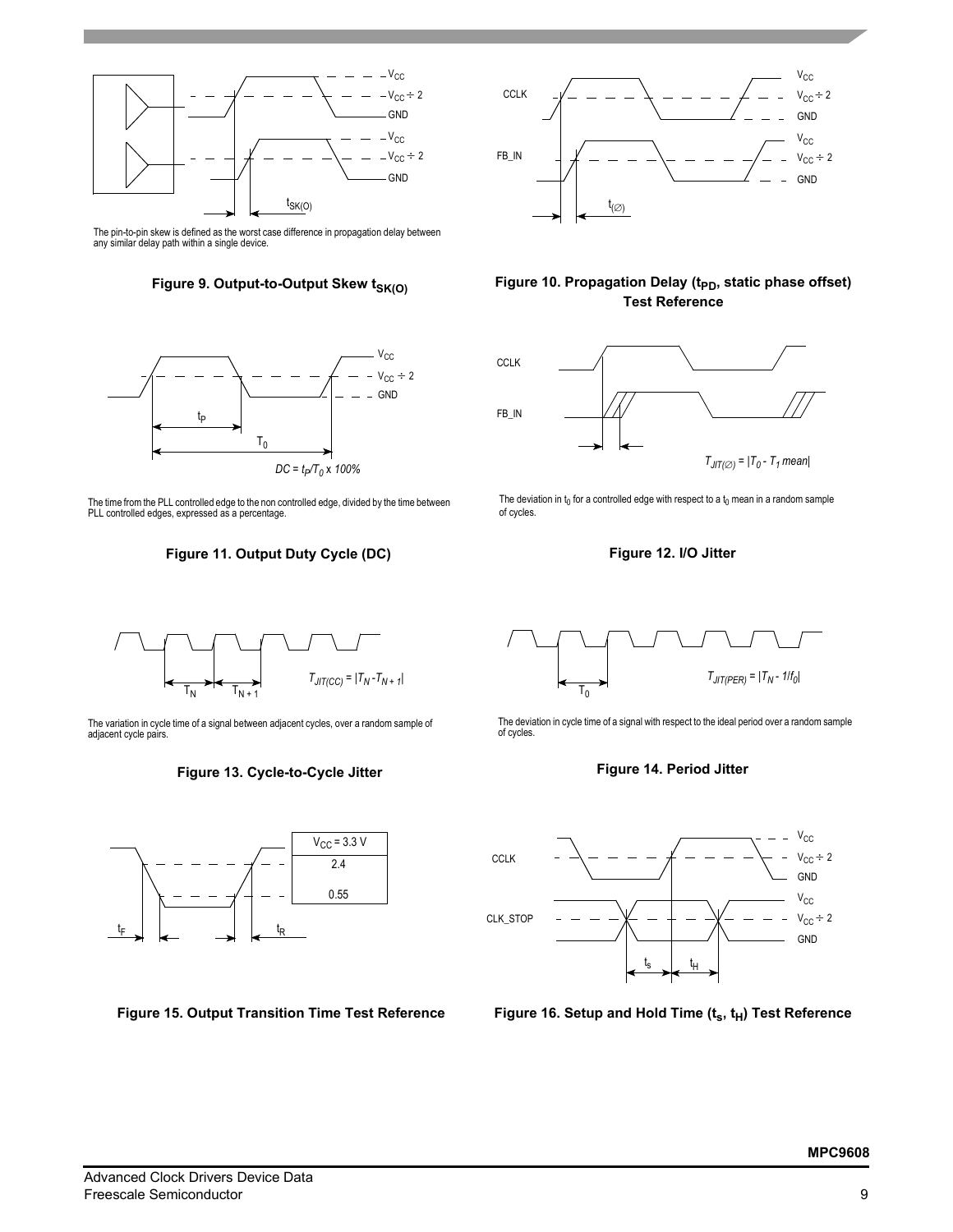The pin-to-pin skew is defined as the worst case difference in propagation delay between any similar delay path within a single device.

**Figure 9. Output-to-Output Skew $t_{SK(O)}$**

**Figure 10. Propagation Delay ($t_{PD}$, static phase offset) Test Reference**

$DC = t_P/T_0 \times 100\%$

The time from the PLL controlled edge to the non controlled edge, divided by the time between PLL controlled edges, expressed as a percentage.

**Figure 11. Output Duty Cycle (DC)**

$T_{JIT(\varnothing)} = |T_0 - T_1 \text{ mean}|$

The deviation in $t_0$ for a controlled edge with respect to a $t_0$ mean in a random sample of cycles.

**Figure 12. I/O Jitter**

$T_{JIT(CC)} = |T_N - T_{N+1}|$

The variation in cycle time of a signal between adjacent cycles, over a random sample of adjacent cycle pairs.

**Figure 13. Cycle-to-Cycle Jitter**

$T_{JIT(PER)} = |T_N - 1/f_0|$

The deviation in cycle time of a signal with respect to the ideal period over a random sample of cycles.

**Figure 14. Period Jitter**

**Figure 15. Output Transition Time Test Reference**

**Figure 16. Setup and Hold Time ($t_s$, $t_H$) Test Reference**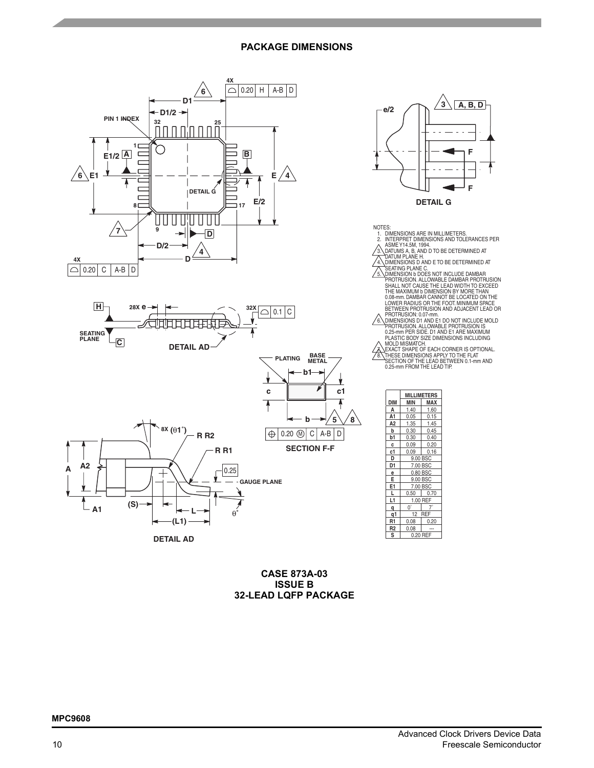## PACKAGE DIMENSIONS

NOTES:
1. DIMENSIONS ARE IN MILLIMETERS.
2. INTERPRET DIMENSIONS AND TOLERANCES PER ASME Y14.5M, 1994.
3. DATUMS A, B, AND D TO BE DETERMINED AT DATUM PLANE H.
4. DIMENSIONS D AND E TO BE DETERMINED AT SEATING PLANE C.
5. DIMENSION b DOES NOT INCLUDE DAMBAR PROTRUSION. ALLOWABLE DAMBAR PROTRUSION SHALL NOT CAUSE THE LEAD WIDTH TO EXCEED THE MAXIMUM b DIMENSION BY MORE THAN 0.08-mm. DAMBAR CANNOT BE LOCATED ON THE LOWER RADIUS OR THE FOOT. MINIMUM SPACE BETWEEN PROTRUSION AND ADJACENT LEAD OR PROTRUSION: 0.07-mm.
6. DIMENSIONS D1 AND E1 DO NOT INCLUDE MOLD PROTRUSION. ALLOWABLE PROTRUSION IS 0.25-mm PER SIDE. D1 AND E1 ARE MAXIMUM PLASTIC BODY SIZE DIMENSIONS INCLUDING MOLD MISMATCH.
7. EXACT SHAPE OF EACH CORNER IS OPTIONAL.
8. THESE DIMENSIONS APPLY TO THE FLAT SECTION OF THE LEAD BETWEEN 0.1-mm AND 0.25-mm FROM THE LEAD TIP.

| DIM | MILLIMETERS MIN | MILLIMETERS MAX |
|---|---|---|
| A | 1.40 | 1.60 |
| A1 | 0.05 | 0.15 |
| A2 | 1.35 | 1.45 |
| b | 0.30 | 0.45 |
| b1 | 0.30 | 0.40 |
| c | 0.09 | 0.20 |
| c1 | 0.09 | 0.16 |
| D | 9.00 BSC | |
| D1 | 7.00 BSC | |
| e | 0.80 BSC | |
| E | 9.00 BSC | |
| E1 | 7.00 BSC | |
| L | 0.50 | 0.70 |
| L1 | 1.00 REF | |
| q | 0° | 7° |
| q1 | 12 REF | |
| R1 | 0.08 | 0.20 |
| R2 | 0.08 | --- |
| S | 0.20 REF | |

**CASE 873A-03**
**ISSUE B**
**32-LEAD LQFP PACKAGE**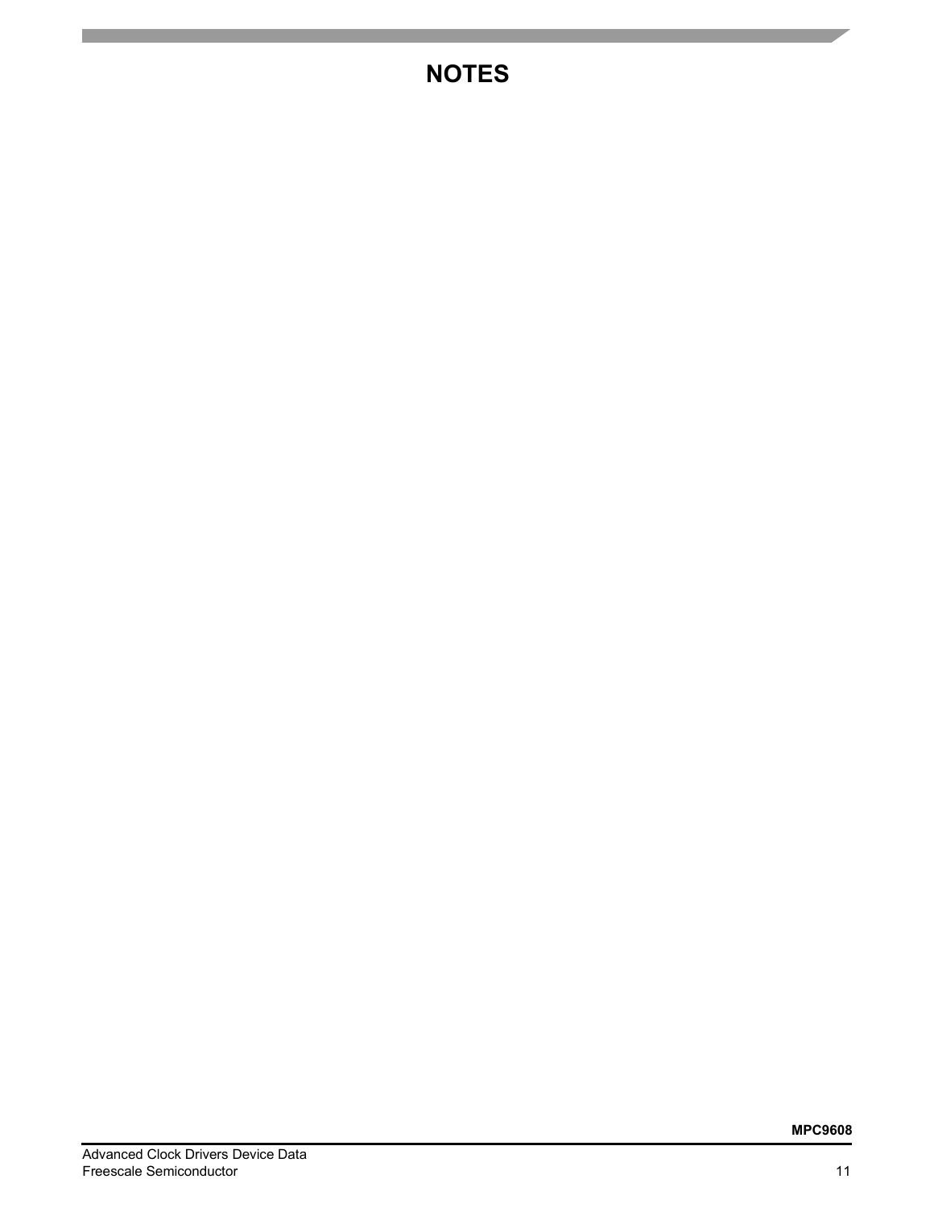# NOTES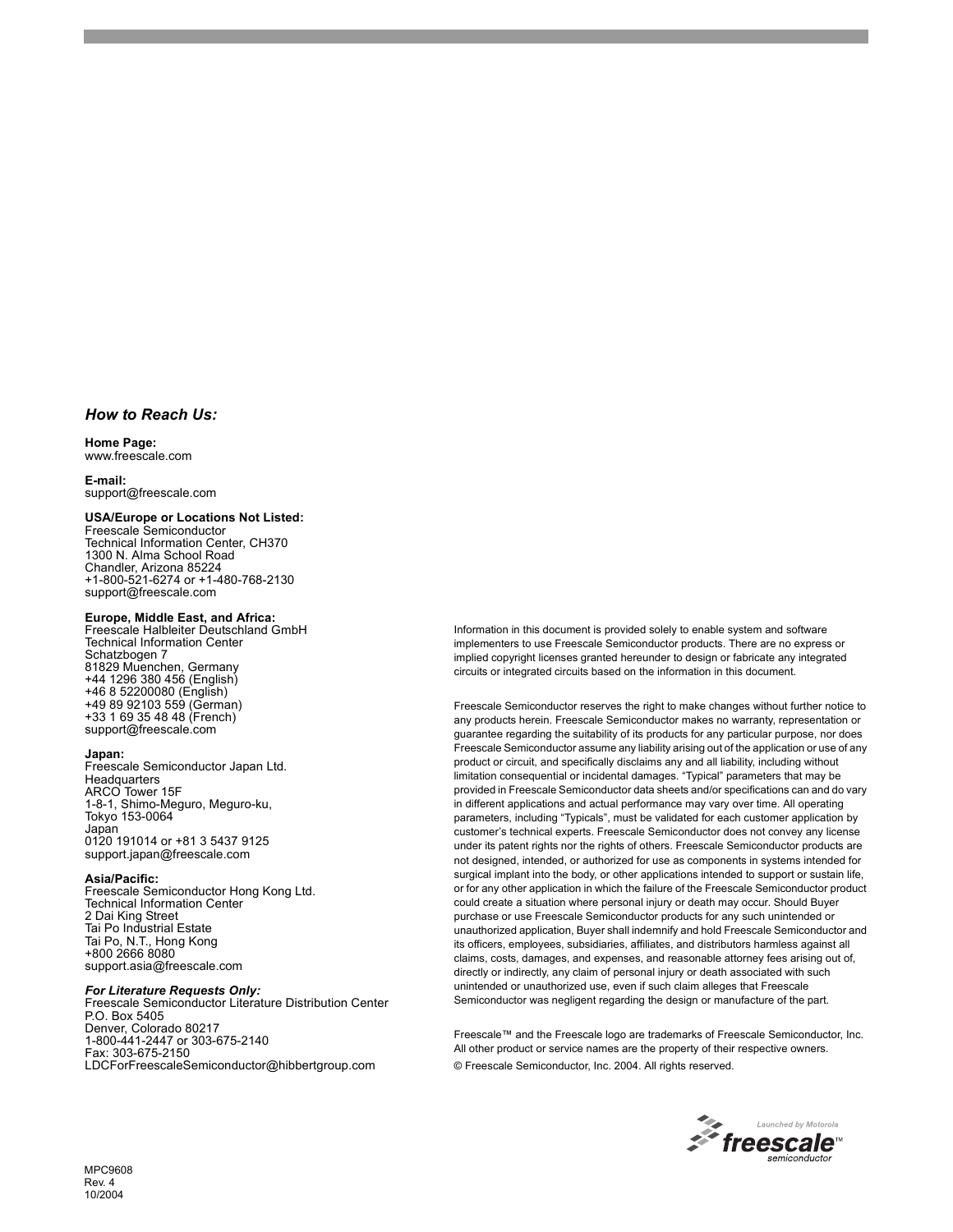### *How to Reach Us:*

**Home Page:**
www.freescale.com

**E-mail:**
support@freescale.com

**USA/Europe or Locations Not Listed:**
Freescale Semiconductor
Technical Information Center, CH370
1300 N. Alma School Road
Chandler, Arizona 85224
+1-800-521-6274 or +1-480-768-2130
support@freescale.com

**Europe, Middle East, and Africa:**
Freescale Halbleiter Deutschland GmbH
Technical Information Center
Schatzbogen 7
81829 Muenchen, Germany
+44 1296 380 456 (English)
+46 8 52200080 (English)
+49 89 92103 559 (German)
+33 1 69 35 48 48 (French)
support@freescale.com

**Japan:**
Freescale Semiconductor Japan Ltd.
Headquarters
ARCO Tower 15F
1-8-1, Shimo-Meguro, Meguro-ku,
Tokyo 153-0064
Japan
0120 191014 or +81 3 5437 9125
support.japan@freescale.com

**Asia/Pacific:**
Freescale Semiconductor Hong Kong Ltd.
Technical Information Center
2 Dai King Street
Tai Po Industrial Estate
Tai Po, N.T., Hong Kong
+800 2666 8080
support.asia@freescale.com

***For Literature Requests Only:***
Freescale Semiconductor Literature Distribution Center
P.O. Box 5405
Denver, Colorado 80217
1-800-441-2447 or 303-675-2140
Fax: 303-675-2150
LDCForFreescaleSemiconductor@hibbertgroup.com

Information in this document is provided solely to enable system and software implementers to use Freescale Semiconductor products. There are no express or implied copyright licenses granted hereunder to design or fabricate any integrated circuits or integrated circuits based on the information in this document.

Freescale Semiconductor reserves the right to make changes without further notice to any products herein. Freescale Semiconductor makes no warranty, representation or guarantee regarding the suitability of its products for any particular purpose, nor does Freescale Semiconductor assume any liability arising out of the application or use of any product or circuit, and specifically disclaims any and all liability, including without limitation consequential or incidental damages. “Typical” parameters that may be provided in Freescale Semiconductor data sheets and/or specifications can and do vary in different applications and actual performance may vary over time. All operating parameters, including “Typicals”, must be validated for each customer application by customer’s technical experts. Freescale Semiconductor does not convey any license under its patent rights nor the rights of others. Freescale Semiconductor products are not designed, intended, or authorized for use as components in systems intended for surgical implant into the body, or other applications intended to support or sustain life, or for any other application in which the failure of the Freescale Semiconductor product could create a situation where personal injury or death may occur. Should Buyer purchase or use Freescale Semiconductor products for any such unintended or unauthorized application, Buyer shall indemnify and hold Freescale Semiconductor and its officers, employees, subsidiaries, affiliates, and distributors harmless against all claims, costs, damages, and expenses, and reasonable attorney fees arising out of, directly or indirectly, any claim of personal injury or death associated with such unintended or unauthorized use, even if such claim alleges that Freescale Semiconductor was negligent regarding the design or manufacture of the part.

Freescale™ and the Freescale logo are trademarks of Freescale Semiconductor, Inc. All other product or service names are the property of their respective owners.

© Freescale Semiconductor, Inc. 2004. All rights reserved.

Launched by Motorola
freescale™
semiconductor

MPC9608
Rev. 4
10/2004